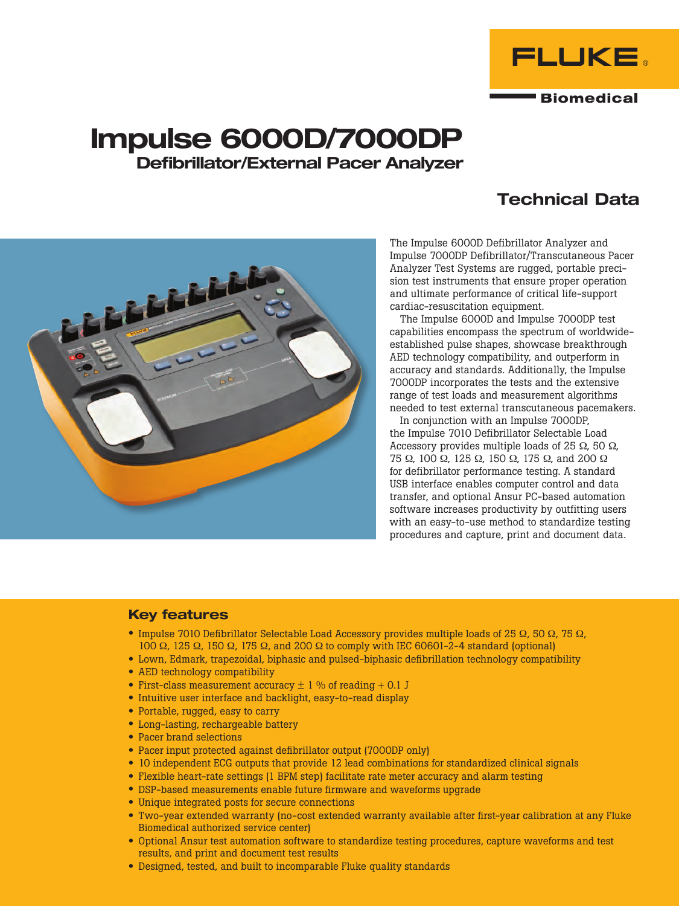FLUKE Biomedical

# Impulse 6000D/7000DP

## Defibrillator/External Pacer Analyzer

## Technical Data

The Impulse 6000D Defibrillator Analyzer and Impulse 7000DP Defibrillator/Transcutaneous Pacer Analyzer Test Systems are rugged, portable precision test instruments that ensure proper operation and ultimate performance of critical life-support cardiac-resuscitation equipment.

The Impulse 6000D and Impulse 7000DP test capabilities encompass the spectrum of worldwide-established pulse shapes, showcase breakthrough AED technology compatibility, and outperform in accuracy and standards. Additionally, the Impulse 7000DP incorporates the tests and the extensive range of test loads and measurement algorithms needed to test external transcutaneous pacemakers.

In conjunction with an Impulse 7000DP, the Impulse 7010 Defibrillator Selectable Load Accessory provides multiple loads of 25 Ω, 50 Ω, 75 Ω, 100 Ω, 125 Ω, 150 Ω, 175 Ω, and 200 Ω for defibrillator performance testing. A standard USB interface enables computer control and data transfer, and optional Ansur PC-based automation software increases productivity by outfitting users with an easy-to-use method to standardize testing procedures and capture, print and document data.

### Key features

- Impulse 7010 Defibrillator Selectable Load Accessory provides multiple loads of 25 Ω, 50 Ω, 75 Ω, 100 Ω, 125 Ω, 150 Ω, 175 Ω, and 200 Ω to comply with IEC 60601-2-4 standard (optional)
- Lown, Edmark, trapezoidal, biphasic and pulsed-biphasic defibrillation technology compatibility
- AED technology compatibility
- First-class measurement accuracy ± 1 % of reading + 0.1 J
- Intuitive user interface and backlight, easy-to-read display
- Portable, rugged, easy to carry
- Long-lasting, rechargeable battery
- Pacer brand selections
- Pacer input protected against defibrillator output (7000DP only)
- 10 independent ECG outputs that provide 12 lead combinations for standardized clinical signals
- Flexible heart-rate settings (1 BPM step) facilitate rate meter accuracy and alarm testing
- DSP-based measurements enable future firmware and waveforms upgrade
- Unique integrated posts for secure connections
- Two-year extended warranty (no-cost extended warranty available after first-year calibration at any Fluke Biomedical authorized service center)
- Optional Ansur test automation software to standardize testing procedures, capture waveforms and test results, and print and document test results
- Designed, tested, and built to incomparable Fluke quality standards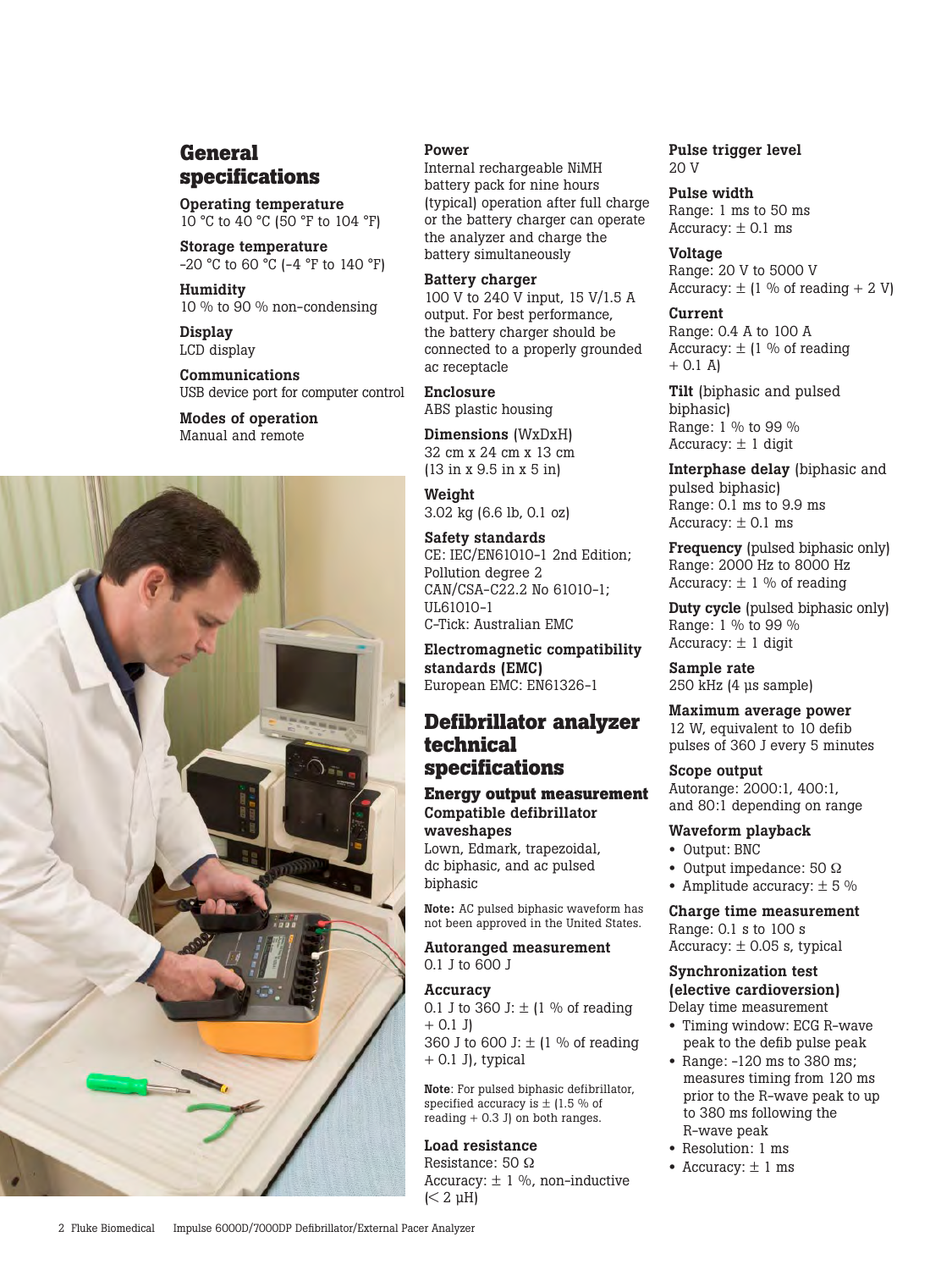## General specifications

**Operating temperature**
10 °C to 40 °C (50 °F to 104 °F)

**Storage temperature**
-20 °C to 60 °C (-4 °F to 140 °F)

**Humidity**
10 % to 90 % non-condensing

**Display**
LCD display

**Communications**
USB device port for computer control

**Modes of operation**
Manual and remote

**Power**
Internal rechargeable NiMH battery pack for nine hours (typical) operation after full charge or the battery charger can operate the analyzer and charge the battery simultaneously

**Battery charger**
100 V to 240 V input, 15 V/1.5 A output. For best performance, the battery charger should be connected to a properly grounded ac receptacle

**Enclosure**
ABS plastic housing

**Dimensions** (WxDxH)
32 cm x 24 cm x 13 cm
(13 in x 9.5 in x 5 in)

**Weight**
3.02 kg (6.6 lb, 0.1 oz)

**Safety standards**
CE: IEC/EN61010-1 2nd Edition; Pollution degree 2
CAN/CSA-C22.2 No 61010-1; UL61010-1
C-Tick: Australian EMC

**Electromagnetic compatibility standards (EMC)**
European EMC: EN61326-1

## Defibrillator analyzer technical specifications

### Energy output measurement

**Compatible defibrillator waveshapes**
Lown, Edmark, trapezoidal, dc biphasic, and ac pulsed biphasic

**Note:** AC pulsed biphasic waveform has not been approved in the United States.

**Autoranged measurement**
0.1 J to 600 J

**Accuracy**
0.1 J to 360 J: ± (1 % of reading + 0.1 J)
360 J to 600 J: ± (1 % of reading + 0.1 J), typical

**Note**: For pulsed biphasic defibrillator, specified accuracy is ± (1.5 % of reading + 0.3 J) on both ranges.

**Load resistance**
Resistance: 50 Ω
Accuracy: ± 1 %, non-inductive (< 2 µH)

**Pulse trigger level**
20 V

**Pulse width**
Range: 1 ms to 50 ms
Accuracy: ± 0.1 ms

**Voltage**
Range: 20 V to 5000 V
Accuracy: ± (1 % of reading + 2 V)

**Current**
Range: 0.4 A to 100 A
Accuracy: ± (1 % of reading + 0.1 A)

**Tilt** (biphasic and pulsed biphasic)
Range: 1 % to 99 %
Accuracy: ± 1 digit

**Interphase delay** (biphasic and pulsed biphasic)
Range: 0.1 ms to 9.9 ms
Accuracy: ± 0.1 ms

**Frequency** (pulsed biphasic only)
Range: 2000 Hz to 8000 Hz
Accuracy: ± 1 % of reading

**Duty cycle** (pulsed biphasic only)
Range: 1 % to 99 %
Accuracy: ± 1 digit

**Sample rate**
250 kHz (4 µs sample)

**Maximum average power**
12 W, equivalent to 10 defib pulses of 360 J every 5 minutes

**Scope output**
Autorange: 2000:1, 400:1, and 80:1 depending on range

**Waveform playback**
- Output: BNC
- Output impedance: 50 Ω
- Amplitude accuracy: ± 5 %

**Charge time measurement**
Range: 0.1 s to 100 s
Accuracy: ± 0.05 s, typical

**Synchronization test (elective cardioversion)**
Delay time measurement
- Timing window: ECG R-wave peak to the defib pulse peak
- Range: -120 ms to 380 ms; measures timing from 120 ms prior to the R-wave peak to up to 380 ms following the R-wave peak
- Resolution: 1 ms
- Accuracy: ± 1 ms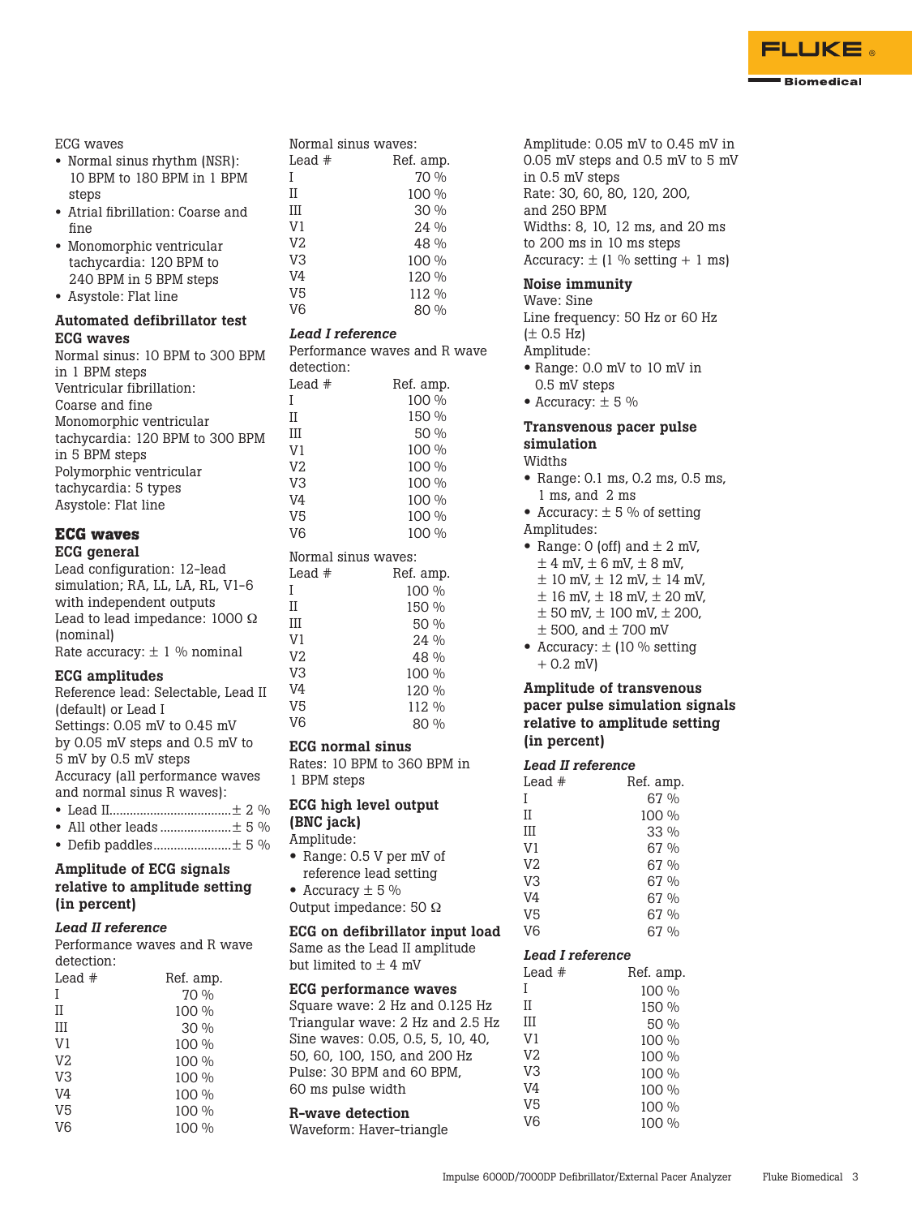ECG waves

- Normal sinus rhythm (NSR): 10 BPM to 180 BPM in 1 BPM steps
- Atrial fibrillation: Coarse and fine
- Monomorphic ventricular tachycardia: 120 BPM to 240 BPM in 5 BPM steps
- Asystole: Flat line

**Automated defibrillator test ECG waves**

Normal sinus: 10 BPM to 300 BPM in 1 BPM steps
Ventricular fibrillation: Coarse and fine
Monomorphic ventricular tachycardia: 120 BPM to 300 BPM in 5 BPM steps
Polymorphic ventricular tachycardia: 5 types
Asystole: Flat line

## ECG waves

**ECG general**

Lead configuration: 12-lead simulation; RA, LL, LA, RL, V1-6 with independent outputs
Lead to lead impedance: 1000 Ω (nominal)
Rate accuracy: ± 1 % nominal

**ECG amplitudes**

Reference lead: Selectable, Lead II (default) or Lead I
Settings: 0.05 mV to 0.45 mV by 0.05 mV steps and 0.5 mV to 5 mV by 0.5 mV steps
Accuracy (all performance waves and normal sinus R waves):

- Lead II.................................± 2 %
- All other leads ....................± 5 %
- Defib paddles......................± 5 %

**Amplitude of ECG signals relative to amplitude setting (in percent)**

***Lead II reference***

Performance waves and R wave detection:

| Lead # | Ref. amp. |
|---|---|
| I | 70 % |
| II | 100 % |
| III | 30 % |
| V1 | 100 % |
| V2 | 100 % |
| V3 | 100 % |
| V4 | 100 % |
| V5 | 100 % |
| V6 | 100 % |

Normal sinus waves:

| Lead # | Ref. amp. |
|---|---|
| I | 70 % |
| II | 100 % |
| III | 30 % |
| V1 | 24 % |
| V2 | 48 % |
| V3 | 100 % |
| V4 | 120 % |
| V5 | 112 % |
| V6 | 80 % |

***Lead I reference***

Performance waves and R wave detection:

| Lead # | Ref. amp. |
|---|---|
| I | 100 % |
| II | 150 % |
| III | 50 % |
| V1 | 100 % |
| V2 | 100 % |
| V3 | 100 % |
| V4 | 100 % |
| V5 | 100 % |
| V6 | 100 % |

Normal sinus waves:

| Lead # | Ref. amp. |
|---|---|
| I | 100 % |
| II | 150 % |
| III | 50 % |
| V1 | 24 % |
| V2 | 48 % |
| V3 | 100 % |
| V4 | 120 % |
| V5 | 112 % |
| V6 | 80 % |

**ECG normal sinus**

Rates: 10 BPM to 360 BPM in 1 BPM steps

**ECG high level output (BNC jack)**

Amplitude:

- Range: 0.5 V per mV of reference lead setting
- Accuracy ± 5 %

Output impedance: 50 Ω

**ECG on defibrillator input load**

Same as the Lead II amplitude but limited to ± 4 mV

**ECG performance waves**

Square wave: 2 Hz and 0.125 Hz
Triangular wave: 2 Hz and 2.5 Hz
Sine waves: 0.05, 0.5, 5, 10, 40, 50, 60, 100, 150, and 200 Hz
Pulse: 30 BPM and 60 BPM, 60 ms pulse width

**R-wave detection**

Waveform: Haver-triangle
Amplitude: 0.05 mV to 0.45 mV in 0.05 mV steps and 0.5 mV to 5 mV in 0.5 mV steps
Rate: 30, 60, 80, 120, 200, and 250 BPM
Widths: 8, 10, 12 ms, and 20 ms to 200 ms in 10 ms steps
Accuracy: ± (1 % setting + 1 ms)

**Noise immunity**

Wave: Sine
Line frequency: 50 Hz or 60 Hz (± 0.5 Hz)
Amplitude:

- Range: 0.0 mV to 10 mV in 0.5 mV steps
- Accuracy: ± 5 %

**Transvenous pacer pulse simulation**

Widths

- Range: 0.1 ms, 0.2 ms, 0.5 ms, 1 ms, and 2 ms
- Accuracy: ± 5 % of setting

Amplitudes:

- Range: 0 (off) and ± 2 mV, ± 4 mV, ± 6 mV, ± 8 mV, ± 10 mV, ± 12 mV, ± 14 mV, ± 16 mV, ± 18 mV, ± 20 mV, ± 50 mV, ± 100 mV, ± 200, ± 500, and ± 700 mV
- Accuracy: ± (10 % setting + 0.2 mV)

**Amplitude of transvenous pacer pulse simulation signals relative to amplitude setting (in percent)**

***Lead II reference***

| Lead # | Ref. amp. |
|---|---|
| I | 67 % |
| II | 100 % |
| III | 33 % |
| V1 | 67 % |
| V2 | 67 % |
| V3 | 67 % |
| V4 | 67 % |
| V5 | 67 % |
| V6 | 67 % |

***Lead I reference***

| Lead # | Ref. amp. |
|---|---|
| I | 100 % |
| II | 150 % |
| III | 50 % |
| V1 | 100 % |
| V2 | 100 % |
| V3 | 100 % |
| V4 | 100 % |
| V5 | 100 % |
| V6 | 100 % |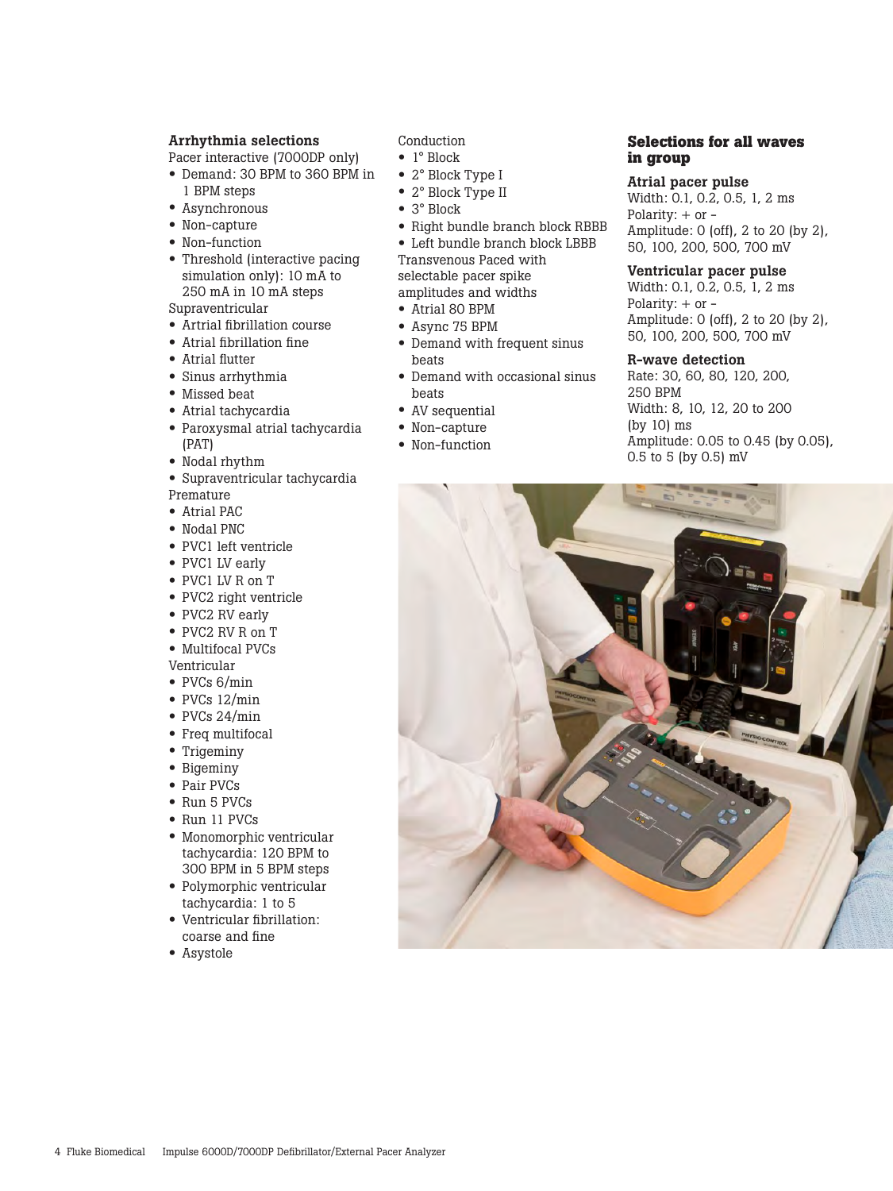### Arrhythmia selections

Pacer interactive (7000DP only)

- Demand: 30 BPM to 360 BPM in 1 BPM steps
- Asynchronous
- Non-capture
- Non-function
- Threshold (interactive pacing simulation only): 10 mA to 250 mA in 10 mA steps

Supraventricular

- Artrial fibrillation course
- Atrial fibrillation fine
- Atrial flutter
- Sinus arrhythmia
- Missed beat
- Atrial tachycardia
- Paroxysmal atrial tachycardia (PAT)
- Nodal rhythm
- Supraventricular tachycardia

Premature

- Atrial PAC
- Nodal PNC
- PVC1 left ventricle
- PVC1 LV early
- PVC1 LV R on T
- PVC2 right ventricle
- PVC2 RV early
- PVC2 RV R on T
- Multifocal PVCs

Ventricular

- PVCs 6/min
- PVCs 12/min
- PVCs 24/min
- Freq multifocal
- Trigeminy
- Bigeminy
- Pair PVCs
- Run 5 PVCs
- Run 11 PVCs
- Monomorphic ventricular tachycardia: 120 BPM to 300 BPM in 5 BPM steps
- Polymorphic ventricular tachycardia: 1 to 5
- Ventricular fibrillation: coarse and fine
- Asystole

Conduction

- 1° Block
- 2° Block Type I
- 2° Block Type II
- 3° Block
- Right bundle branch block RBBB
- Left bundle branch block LBBB

Transvenous Paced with selectable pacer spike amplitudes and widths

- Atrial 80 BPM
- Async 75 BPM
- Demand with frequent sinus beats
- Demand with occasional sinus beats
- AV sequential
- Non-capture
- Non-function

## Selections for all waves in group

### Atrial pacer pulse

Width: 0.1, 0.2, 0.5, 1, 2 ms
Polarity: + or -
Amplitude: 0 (off), 2 to 20 (by 2), 50, 100, 200, 500, 700 mV

### Ventricular pacer pulse

Width: 0.1, 0.2, 0.5, 1, 2 ms
Polarity: + or -
Amplitude: 0 (off), 2 to 20 (by 2), 50, 100, 200, 500, 700 mV

### R-wave detection

Rate: 30, 60, 80, 120, 200, 250 BPM
Width: 8, 10, 12, 20 to 200 (by 10) ms
Amplitude: 0.05 to 0.45 (by 0.05), 0.5 to 5 (by 0.5) mV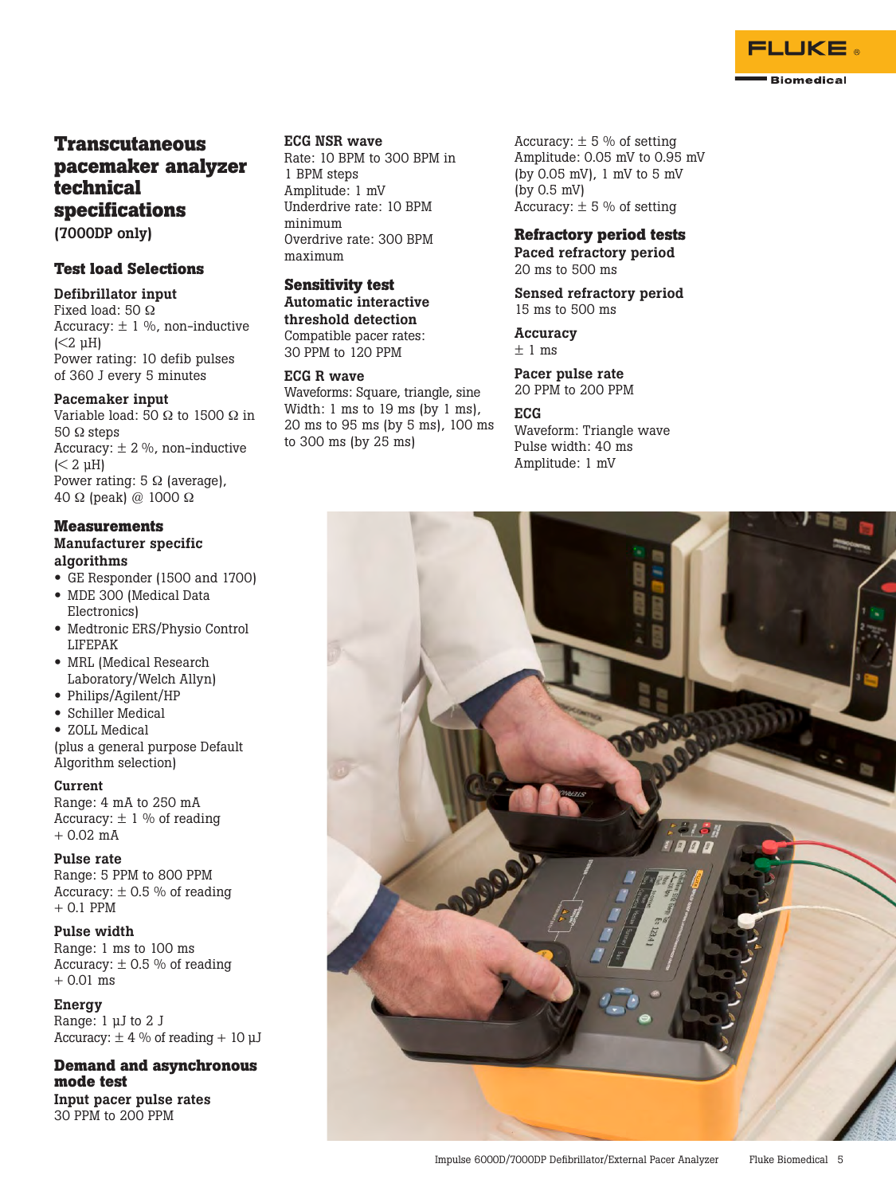# Transcutaneous pacemaker analyzer technical specifications

**(7000DP only)**

## Test load Selections

### Defibrillator input

Fixed load: 50 Ω

Accuracy: ± 1 %, non-inductive (<2 µH)

Power rating: 10 defib pulses of 360 J every 5 minutes

### Pacemaker input

Variable load: 50 Ω to 1500 Ω in 50 Ω steps

Accuracy: ± 2 %, non-inductive (< 2 µH)

Power rating: 5 Ω (average), 40 Ω (peak) @ 1000 Ω

## Measurements

### Manufacturer specific algorithms

- GE Responder (1500 and 1700)
- MDE 300 (Medical Data Electronics)
- Medtronic ERS/Physio Control LIFEPAK
- MRL (Medical Research Laboratory/Welch Allyn)
- Philips/Agilent/HP
- Schiller Medical
- ZOLL Medical

(plus a general purpose Default Algorithm selection)

### Current

Range: 4 mA to 250 mA

Accuracy: ± 1 % of reading + 0.02 mA

### Pulse rate

Range: 5 PPM to 800 PPM

Accuracy: ± 0.5 % of reading + 0.1 PPM

### Pulse width

Range: 1 ms to 100 ms

Accuracy: ± 0.5 % of reading + 0.01 ms

### Energy

Range: 1 µJ to 2 J

Accuracy: ± 4 % of reading + 10 µJ

## Demand and asynchronous mode test

### Input pacer pulse rates

30 PPM to 200 PPM

### ECG NSR wave

Rate: 10 BPM to 300 BPM in 1 BPM steps

Amplitude: 1 mV

Underdrive rate: 10 BPM minimum

Overdrive rate: 300 BPM maximum

## Sensitivity test

### Automatic interactive threshold detection

Compatible pacer rates: 30 PPM to 120 PPM

### ECG R wave

Waveforms: Square, triangle, sine

Width: 1 ms to 19 ms (by 1 ms), 20 ms to 95 ms (by 5 ms), 100 ms to 300 ms (by 25 ms)

Accuracy: ± 5 % of setting

Amplitude: 0.05 mV to 0.95 mV (by 0.05 mV), 1 mV to 5 mV (by 0.5 mV)

Accuracy: ± 5 % of setting

## Refractory period tests

### Paced refractory period

20 ms to 500 ms

### Sensed refractory period

15 ms to 500 ms

### Accuracy

± 1 ms

### Pacer pulse rate

20 PPM to 200 PPM

### ECG

Waveform: Triangle wave

Pulse width: 40 ms

Amplitude: 1 mV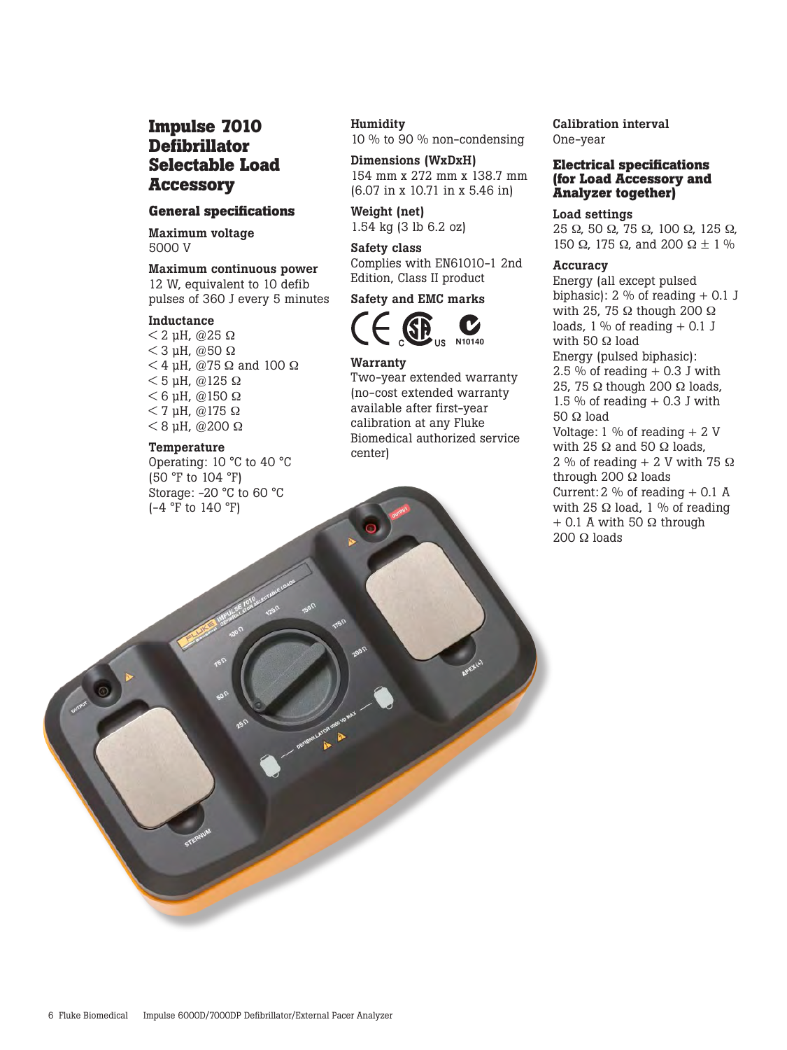# Impulse 7010 Defibrillator Selectable Load Accessory

## General specifications

**Maximum voltage**
5000 V

**Maximum continuous power**
12 W, equivalent to 10 defib pulses of 360 J every 5 minutes

**Inductance**
< 2 µH, @25 Ω
< 3 µH, @50 Ω
< 4 µH, @75 Ω and 100 Ω
< 5 µH, @125 Ω
< 6 µH, @150 Ω
< 7 µH, @175 Ω
< 8 µH, @200 Ω

**Temperature**
Operating: 10 °C to 40 °C (50 °F to 104 °F)
Storage: -20 °C to 60 °C (-4 °F to 140 °F)

**Humidity**
10 % to 90 % non-condensing

**Dimensions (WxDxH)**
154 mm x 272 mm x 138.7 mm (6.07 in x 10.71 in x 5.46 in)

**Weight (net)**
1.54 kg (3 lb 6.2 oz)

**Safety class**
Complies with EN61010-1 2nd Edition, Class II product

**Safety and EMC marks**
CE, CSA C US, N10140

**Warranty**
Two-year extended warranty (no-cost extended warranty available after first-year calibration at any Fluke Biomedical authorized service center)

**Calibration interval**
One-year

## Electrical specifications (for Load Accessory and Analyzer together)

**Load settings**
25 Ω, 50 Ω, 75 Ω, 100 Ω, 125 Ω, 150 Ω, 175 Ω, and 200 Ω ± 1 %

**Accuracy**
Energy (all except pulsed biphasic): 2 % of reading + 0.1 J with 25, 75 Ω though 200 Ω loads, 1 % of reading + 0.1 J with 50 Ω load
Energy (pulsed biphasic): 2.5 % of reading + 0.3 J with 25, 75 Ω though 200 Ω loads, 1.5 % of reading + 0.3 J with 50 Ω load
Voltage: 1 % of reading + 2 V with 25 Ω and 50 Ω loads, 2 % of reading + 2 V with 75 Ω through 200 Ω loads
Current: 2 % of reading + 0.1 A with 25 Ω load, 1 % of reading + 0.1 A with 50 Ω through 200 Ω loads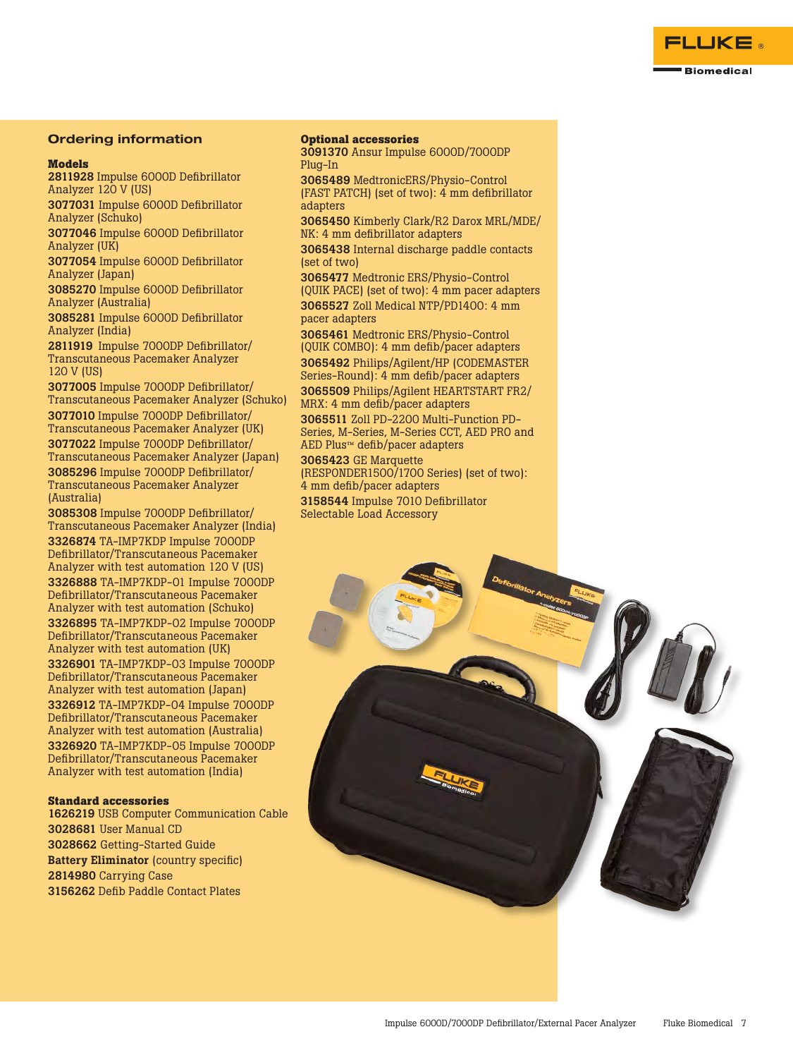## Ordering information

### Models

**2811928** Impulse 6000D Defibrillator Analyzer 120 V (US)

**3077031** Impulse 6000D Defibrillator Analyzer (Schuko)

**3077046** Impulse 6000D Defibrillator Analyzer (UK)

**3077054** Impulse 6000D Defibrillator Analyzer (Japan)

**3085270** Impulse 6000D Defibrillator Analyzer (Australia)

**3085281** Impulse 6000D Defibrillator Analyzer (India)

**2811919** Impulse 7000DP Defibrillator/ Transcutaneous Pacemaker Analyzer 120 V (US)

**3077005** Impulse 7000DP Defibrillator/ Transcutaneous Pacemaker Analyzer (Schuko)

**3077010** Impulse 7000DP Defibrillator/ Transcutaneous Pacemaker Analyzer (UK)

**3077022** Impulse 7000DP Defibrillator/ Transcutaneous Pacemaker Analyzer (Japan)

**3085296** Impulse 7000DP Defibrillator/ Transcutaneous Pacemaker Analyzer (Australia)

**3085308** Impulse 7000DP Defibrillator/ Transcutaneous Pacemaker Analyzer (India)

**3326874** TA-IMP7KDP Impulse 7000DP Defibrillator/Transcutaneous Pacemaker Analyzer with test automation 120 V (US)

**3326888** TA-IMP7KDP-01 Impulse 7000DP Defibrillator/Transcutaneous Pacemaker Analyzer with test automation (Schuko)

**3326895** TA-IMP7KDP-02 Impulse 7000DP Defibrillator/Transcutaneous Pacemaker Analyzer with test automation (UK)

**3326901** TA-IMP7KDP-03 Impulse 7000DP Defibrillator/Transcutaneous Pacemaker Analyzer with test automation (Japan)

**3326912** TA-IMP7KDP-04 Impulse 7000DP Defibrillator/Transcutaneous Pacemaker Analyzer with test automation (Australia)

**3326920** TA-IMP7KDP-05 Impulse 7000DP Defibrillator/Transcutaneous Pacemaker Analyzer with test automation (India)

### Standard accessories

**1626219** USB Computer Communication Cable

**3028681** User Manual CD

**3028662** Getting-Started Guide

**Battery Eliminator** (country specific)

**2814980** Carrying Case

**3156262** Defib Paddle Contact Plates

### Optional accessories

**3091370** Ansur Impulse 6000D/7000DP Plug-In

**3065489** MedtronicERS/Physio-Control (FAST PATCH) (set of two): 4 mm defibrillator adapters

**3065450** Kimberly Clark/R2 Darox MRL/MDE/ NK: 4 mm defibrillator adapters

**3065438** Internal discharge paddle contacts (set of two)

**3065477** Medtronic ERS/Physio-Control (QUIK PACE) (set of two): 4 mm pacer adapters

**3065527** Zoll Medical NTP/PD1400: 4 mm pacer adapters

**3065461** Medtronic ERS/Physio-Control (QUIK COMBO): 4 mm defib/pacer adapters

**3065492** Philips/Agilent/HP (CODEMASTER Series-Round): 4 mm defib/pacer adapters

**3065509** Philips/Agilent HEARTSTART FR2/ MRX: 4 mm defib/pacer adapters

**3065511** Zoll PD-2200 Multi-Function PD-Series, M-Series, M-Series CCT, AED PRO and AED Plus™ defib/pacer adapters

**3065423** GE Marquette (RESPONDER1500/1700 Series) (set of two): 4 mm defib/pacer adapters

**3158544** Impulse 7010 Defibrillator Selectable Load Accessory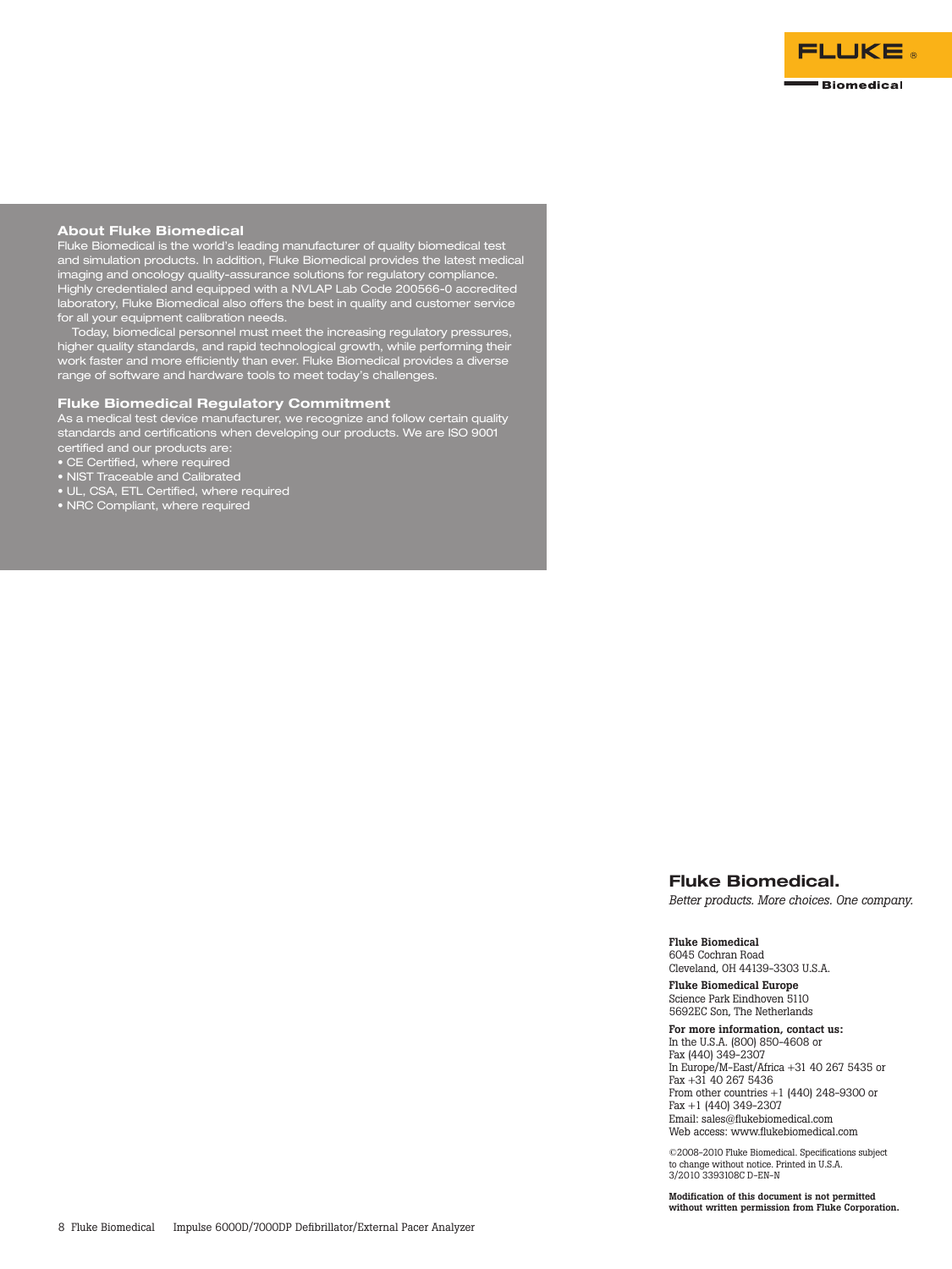## About Fluke Biomedical

Fluke Biomedical is the world's leading manufacturer of quality biomedical test and simulation products. In addition, Fluke Biomedical provides the latest medical imaging and oncology quality-assurance solutions for regulatory compliance. Highly credentialed and equipped with a NVLAP Lab Code 200566-0 accredited laboratory, Fluke Biomedical also offers the best in quality and customer service for all your equipment calibration needs.

Today, biomedical personnel must meet the increasing regulatory pressures, higher quality standards, and rapid technological growth, while performing their work faster and more efficiently than ever. Fluke Biomedical provides a diverse range of software and hardware tools to meet today's challenges.

## Fluke Biomedical Regulatory Commitment

As a medical test device manufacturer, we recognize and follow certain quality standards and certifications when developing our products. We are ISO 9001 certified and our products are:

- CE Certified, where required
- NIST Traceable and Calibrated
- UL, CSA, ETL Certified, where required
- NRC Compliant, where required

## Fluke Biomedical.

*Better products. More choices. One company.*

**Fluke Biomedical**
6045 Cochran Road
Cleveland, OH 44139-3303 U.S.A.

**Fluke Biomedical Europe**
Science Park Eindhoven 5110
5692EC Son, The Netherlands

**For more information, contact us:**
In the U.S.A. (800) 850-4608 or
Fax (440) 349-2307
In Europe/M-East/Africa +31 40 267 5435 or
Fax +31 40 267 5436
From other countries +1 (440) 248-9300 or
Fax +1 (440) 349-2307
Email: sales@flukebiomedical.com
Web access: www.flukebiomedical.com

©2008-2010 Fluke Biomedical. Specifications subject to change without notice. Printed in U.S.A.
3/2010 3393108C D-EN-N

**Modification of this document is not permitted without written permission from Fluke Corporation.**